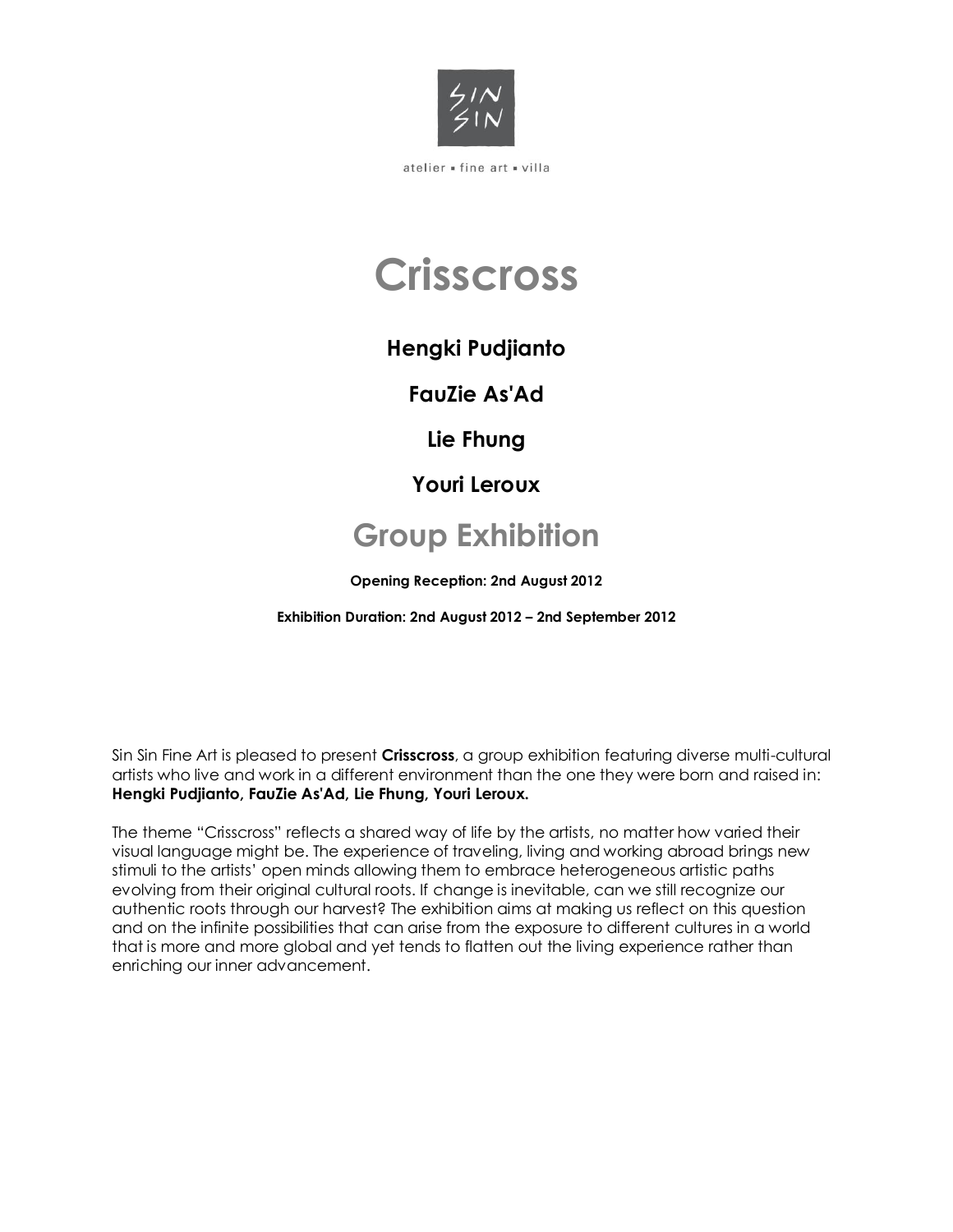SIN SIN

atelier ▪ fine art ▪ villa

# Crisscross

**Hengki Pudjianto**

**FauZie As'Ad**

**Lie Fhung**

**Youri Leroux**

## Group Exhibition

**Opening Reception: 2nd August 2012**

**Exhibition Duration: 2nd August 2012 – 2nd September 2012**

Sin Sin Fine Art is pleased to present **Crisscross**, a group exhibition featuring diverse multi-cultural artists who live and work in a different environment than the one they were born and raised in: **Hengki Pudjianto, FauZie As'Ad, Lie Fhung, Youri Leroux.**

The theme "Crisscross" reflects a shared way of life by the artists, no matter how varied their visual language might be. The experience of traveling, living and working abroad brings new stimuli to the artists' open minds allowing them to embrace heterogeneous artistic paths evolving from their original cultural roots. If change is inevitable, can we still recognize our authentic roots through our harvest? The exhibition aims at making us reflect on this question and on the infinite possibilities that can arise from the exposure to different cultures in a world that is more and more global and yet tends to flatten out the living experience rather than enriching our inner advancement.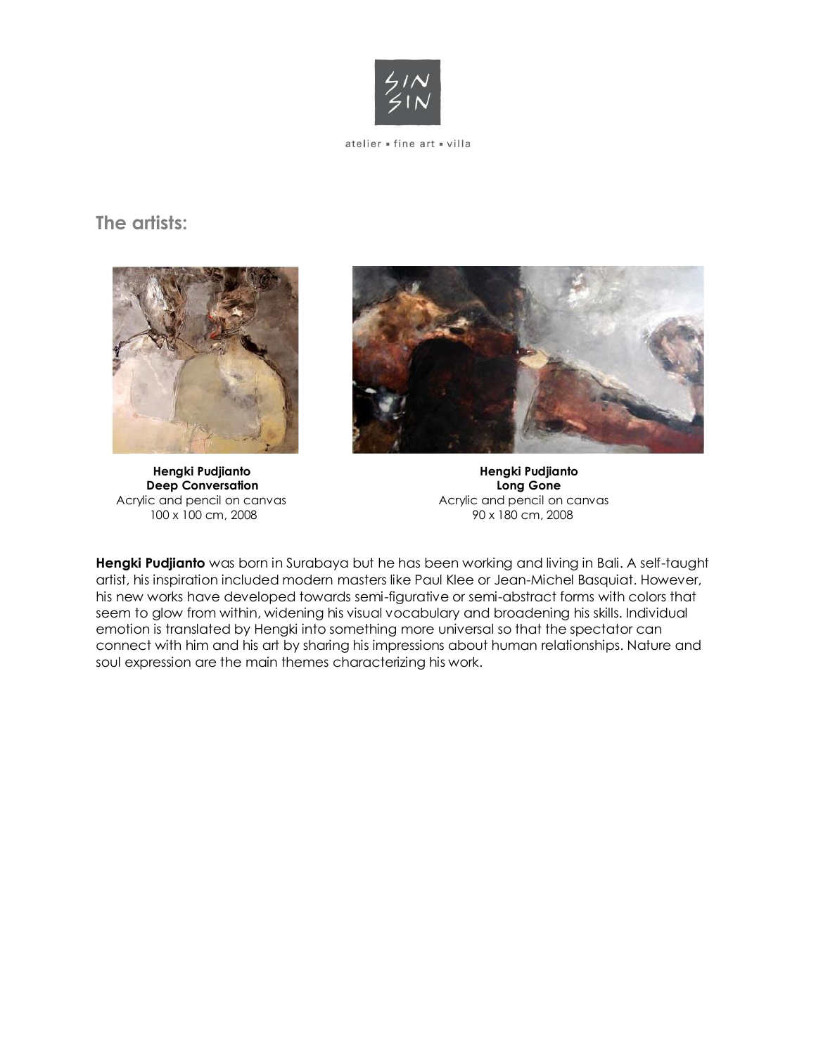## The artists:

**Hengki Pudjianto**
**Deep Conversation**
Acrylic and pencil on canvas
100 x 100 cm, 2008

**Hengki Pudjianto**
**Long Gone**
Acrylic and pencil on canvas
90 x 180 cm, 2008

**Hengki Pudjianto** was born in Surabaya but he has been working and living in Bali. A self-taught artist, his inspiration included modern masters like Paul Klee or Jean-Michel Basquiat. However, his new works have developed towards semi-figurative or semi-abstract forms with colors that seem to glow from within, widening his visual vocabulary and broadening his skills. Individual emotion is translated by Hengki into something more universal so that the spectator can connect with him and his art by sharing his impressions about human relationships. Nature and soul expression are the main themes characterizing his work.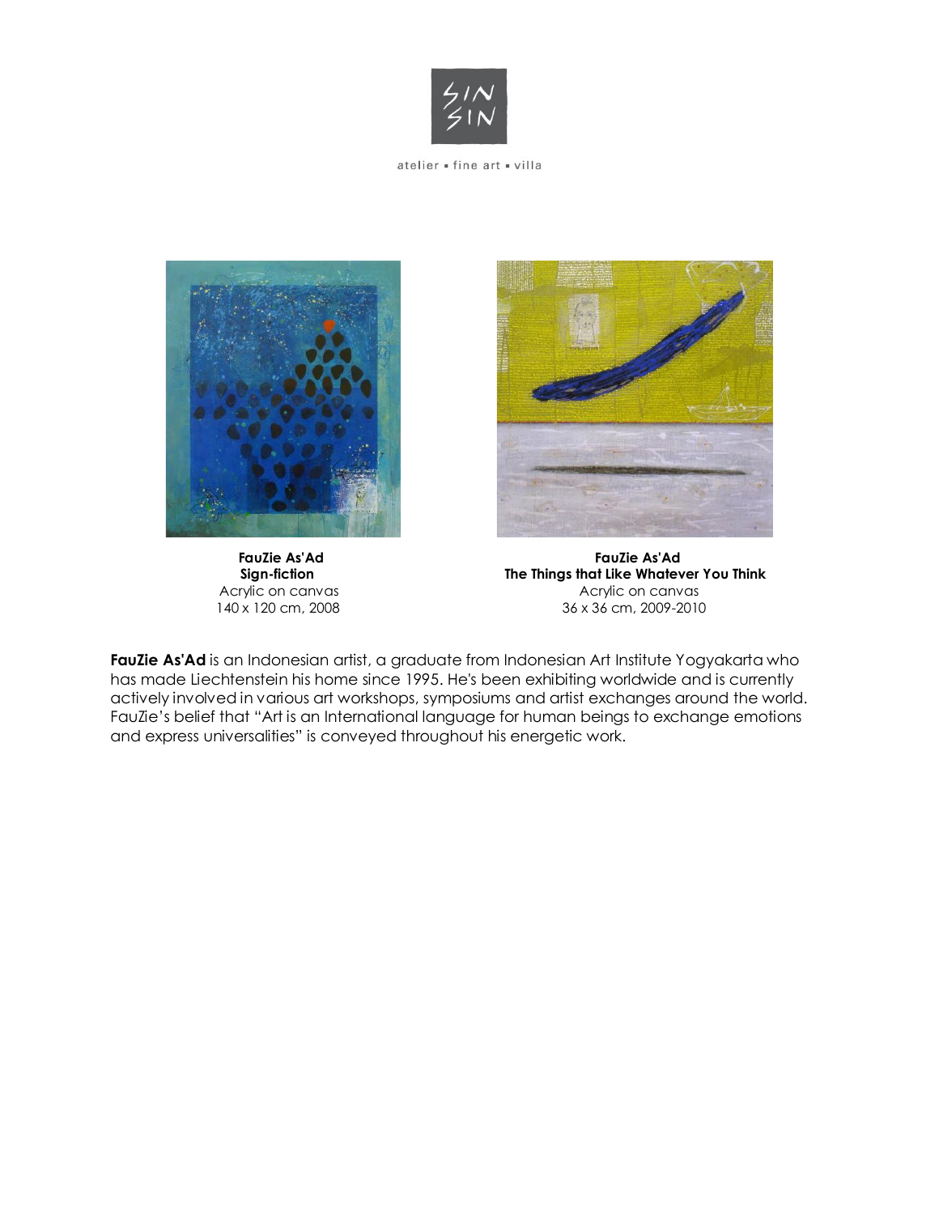atelier ▪ fine art ▪ villa

**FauZie As'Ad**
**Sign-fiction**
Acrylic on canvas
140 x 120 cm, 2008

**FauZie As'Ad**
**The Things that Like Whatever You Think**
Acrylic on canvas
36 x 36 cm, 2009-2010

**FauZie As'Ad** is an Indonesian artist, a graduate from Indonesian Art Institute Yogyakarta who has made Liechtenstein his home since 1995. He's been exhibiting worldwide and is currently actively involved in various art workshops, symposiums and artist exchanges around the world. FauZie's belief that "Art is an International language for human beings to exchange emotions and express universalities" is conveyed throughout his energetic work.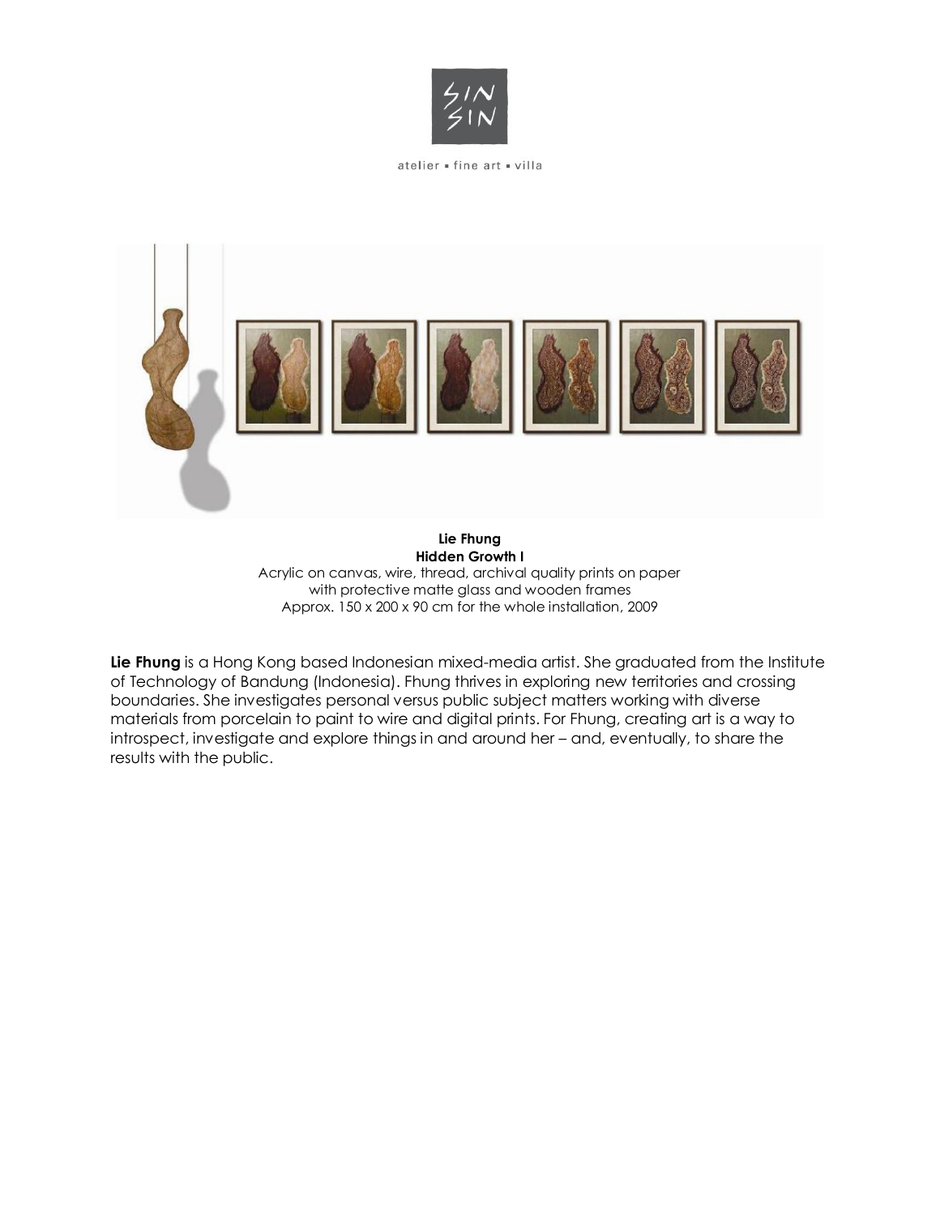**Lie Fhung**
**Hidden Growth I**
Acrylic on canvas, wire, thread, archival quality prints on paper
with protective matte glass and wooden frames
Approx. 150 x 200 x 90 cm for the whole installation, 2009

**Lie Fhung** is a Hong Kong based Indonesian mixed-media artist. She graduated from the Institute of Technology of Bandung (Indonesia). Fhung thrives in exploring new territories and crossing boundaries. She investigates personal versus public subject matters working with diverse materials from porcelain to paint to wire and digital prints. For Fhung, creating art is a way to introspect, investigate and explore things in and around her – and, eventually, to share the results with the public.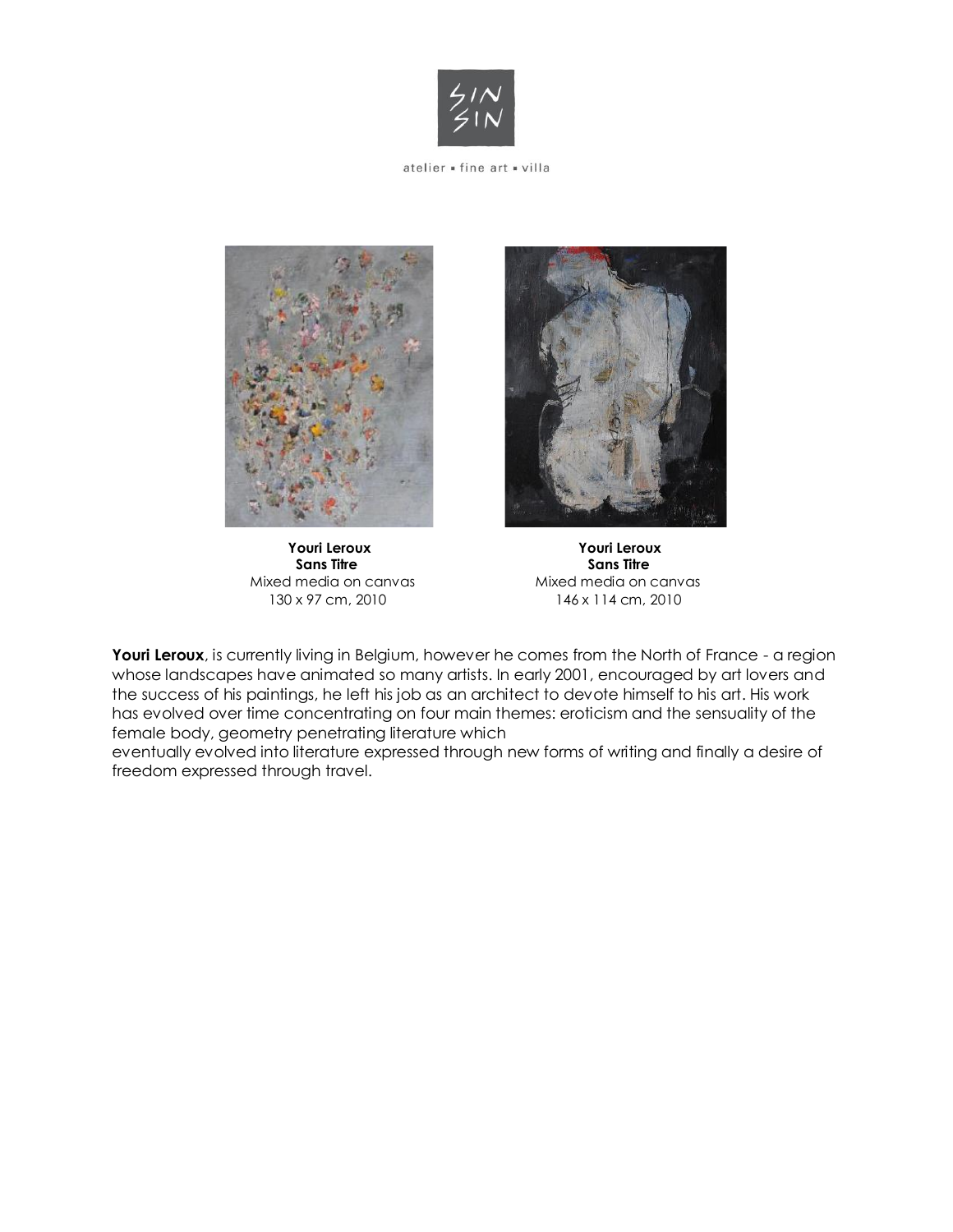atelier ▪ fine art ▪ villa

**Youri Leroux**
**Sans Titre**
Mixed media on canvas
130 x 97 cm, 2010

**Youri Leroux**
**Sans Titre**
Mixed media on canvas
146 x 114 cm, 2010

**Youri Leroux**, is currently living in Belgium, however he comes from the North of France - a region whose landscapes have animated so many artists. In early 2001, encouraged by art lovers and the success of his paintings, he left his job as an architect to devote himself to his art. His work has evolved over time concentrating on four main themes: eroticism and the sensuality of the female body, geometry penetrating literature which
eventually evolved into literature expressed through new forms of writing and finally a desire of freedom expressed through travel.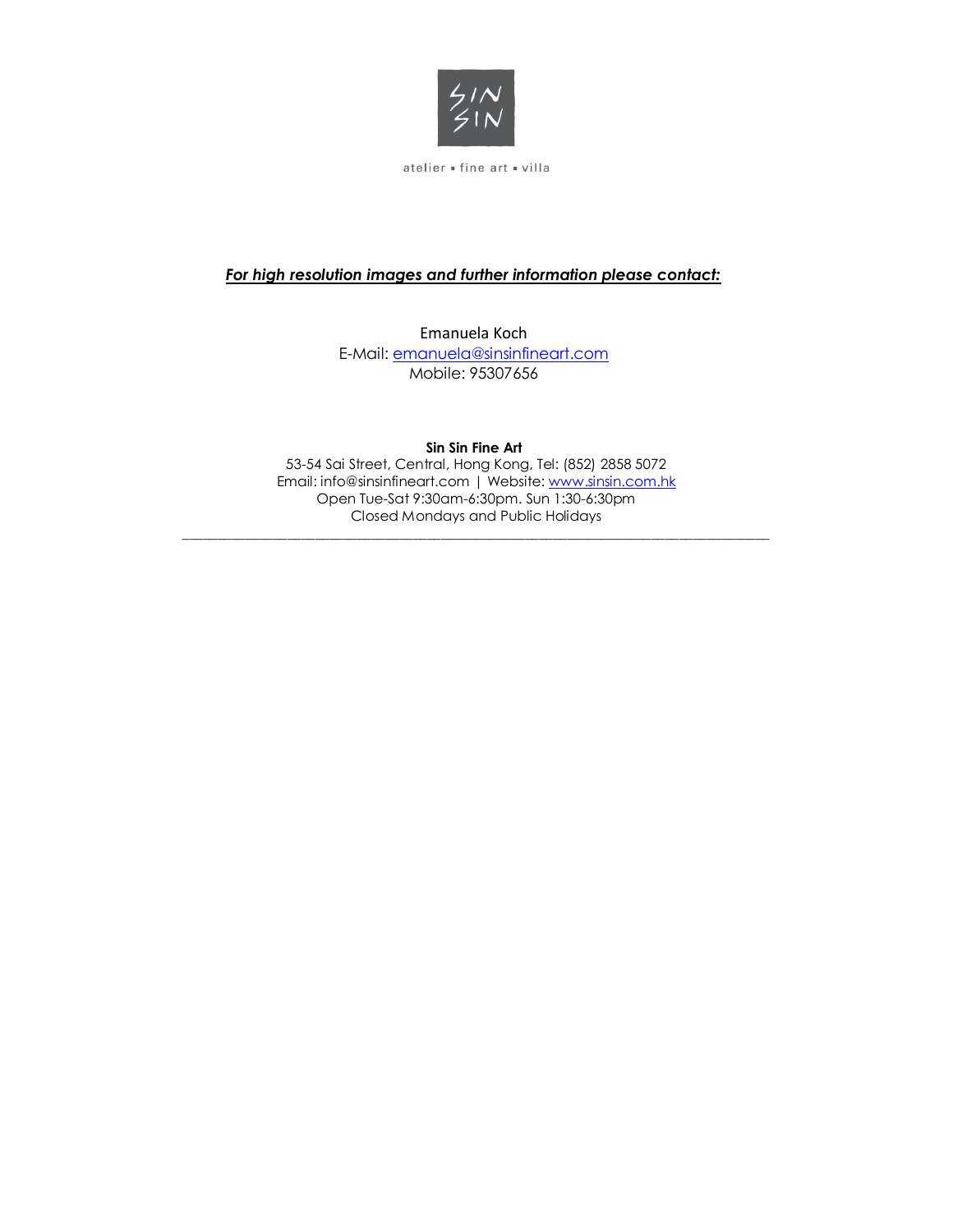SIN SIN

atelier ▪ fine art ▪ villa

***For high resolution images and further information please contact:***

Emanuela Koch
E-Mail: emanuela@sinsinfineart.com
Mobile: 95307656

**Sin Sin Fine Art**
53-54 Sai Street, Central, Hong Kong, Tel: (852) 2858 5072
Email: info@sinsinfineart.com | Website: www.sinsin.com.hk
Open Tue-Sat 9:30am-6:30pm. Sun 1:30-6:30pm
Closed Mondays and Public Holidays

---